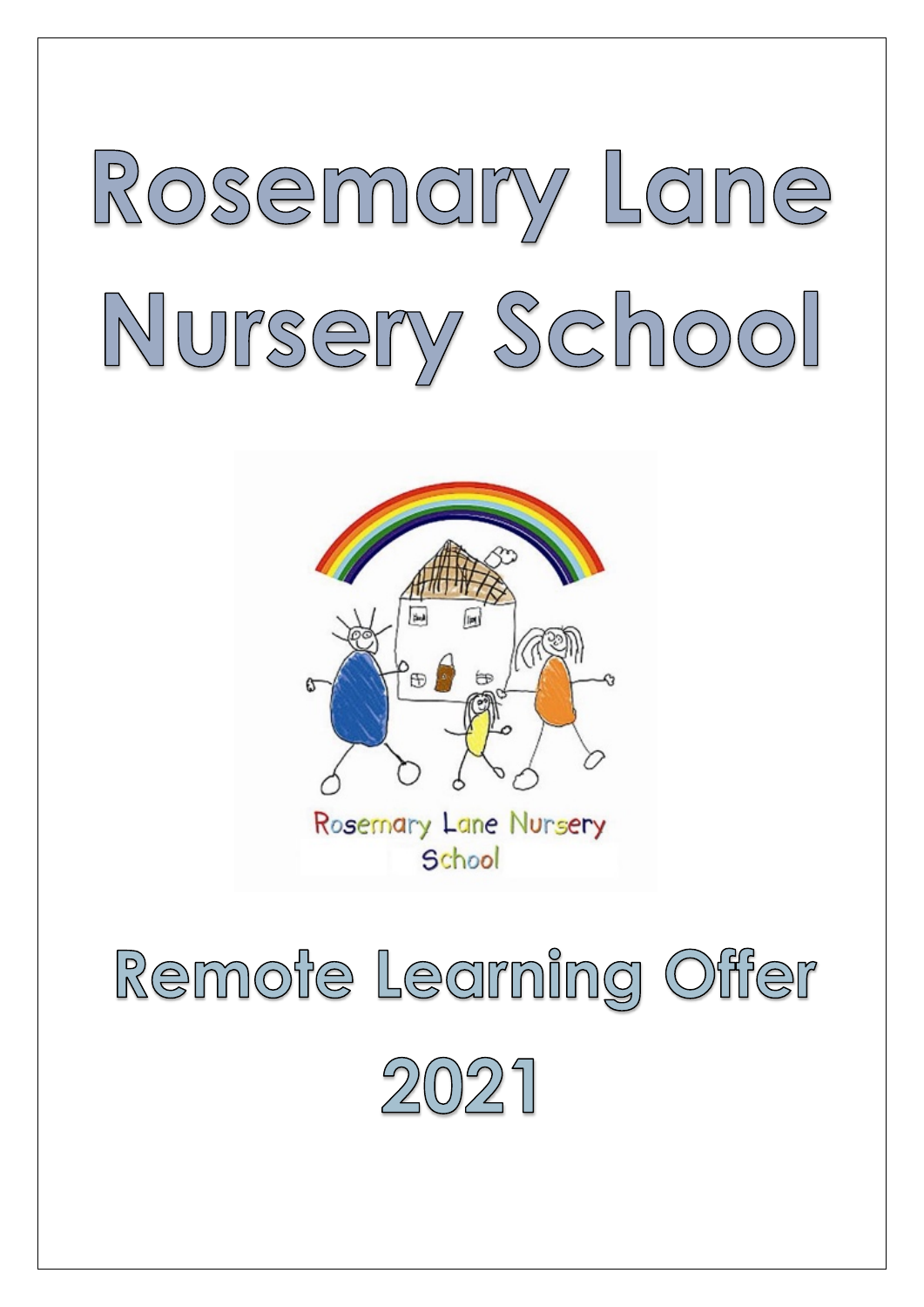# Rosemary Lane Nursery School

Rosemary Lane Nursery School

# Remote Learning Offer 2021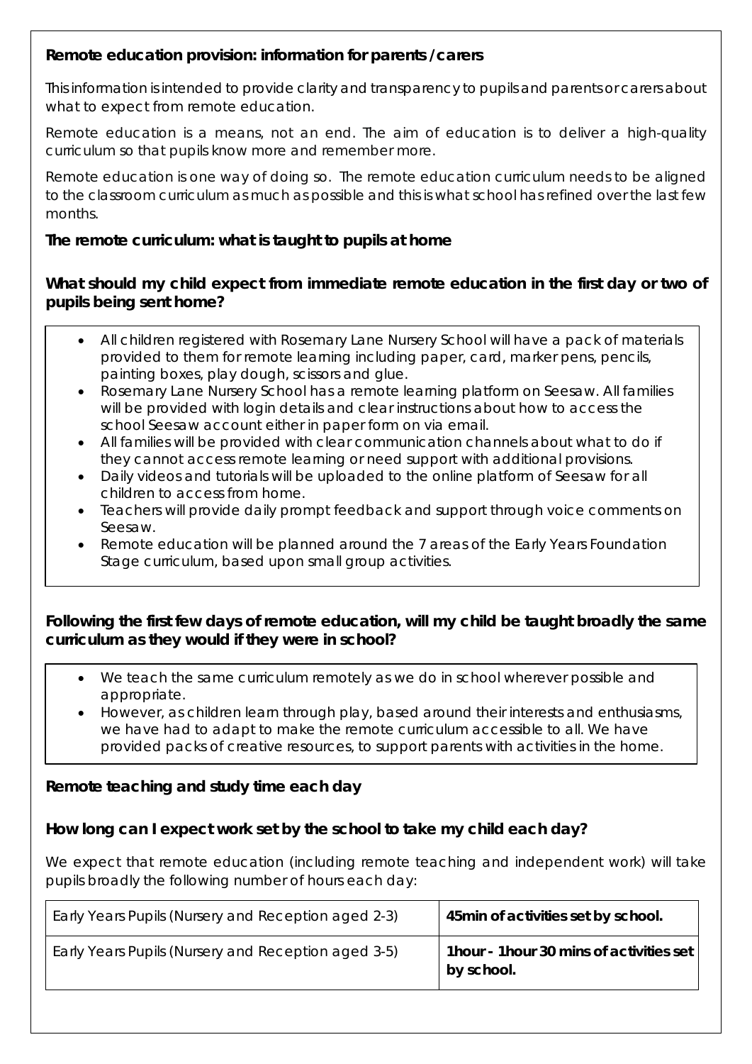## Remote education provision: information for parents /carers

This information is intended to provide clarity and transparency to pupils and parents or carers about what to expect from remote education.

Remote education is a means, not an end. The aim of education is to deliver a high-quality curriculum so that pupils know more and remember more.

Remote education is one way of doing so. The remote education curriculum needs to be aligned to the classroom curriculum as much as possible and this is what school has refined over the last few months.

### The remote curriculum: what is taught to pupils at home

#### What should my child expect from immediate remote education in the first day or two of pupils being sent home?

- All children registered with Rosemary Lane Nursery School will have a pack of materials provided to them for remote learning including paper, card, marker pens, pencils, painting boxes, play dough, scissors and glue.
- Rosemary Lane Nursery School has a remote learning platform on Seesaw. All families will be provided with login details and clear instructions about how to access the school Seesaw account either in paper form on via email.
- All families will be provided with clear communication channels about what to do if they cannot access remote learning or need support with additional provisions.
- Daily videos and tutorials will be uploaded to the online platform of Seesaw for all children to access from home.
- Teachers will provide daily prompt feedback and support through voice comments on Seesaw.
- Remote education will be planned around the 7 areas of the Early Years Foundation Stage curriculum, based upon small group activities.

#### Following the first few days of remote education, will my child be taught broadly the same curriculum as they would if they were in school?

- We teach the same curriculum remotely as we do in school wherever possible and appropriate.
- However, as children learn through play, based around their interests and enthusiasms, we have had to adapt to make the remote curriculum accessible to all. We have provided packs of creative resources, to support parents with activities in the home.

### Remote teaching and study time each day

#### How long can I expect work set by the school to take my child each day?

We expect that remote education (including remote teaching and independent work) will take pupils broadly the following number of hours each day:

| | |
|---|---|
| Early Years Pupils (Nursery and Reception aged 2-3) | **45min of activities set by school.** |
| Early Years Pupils (Nursery and Reception aged 3-5) | **1hour - 1hour 30 mins of activities set by school.** |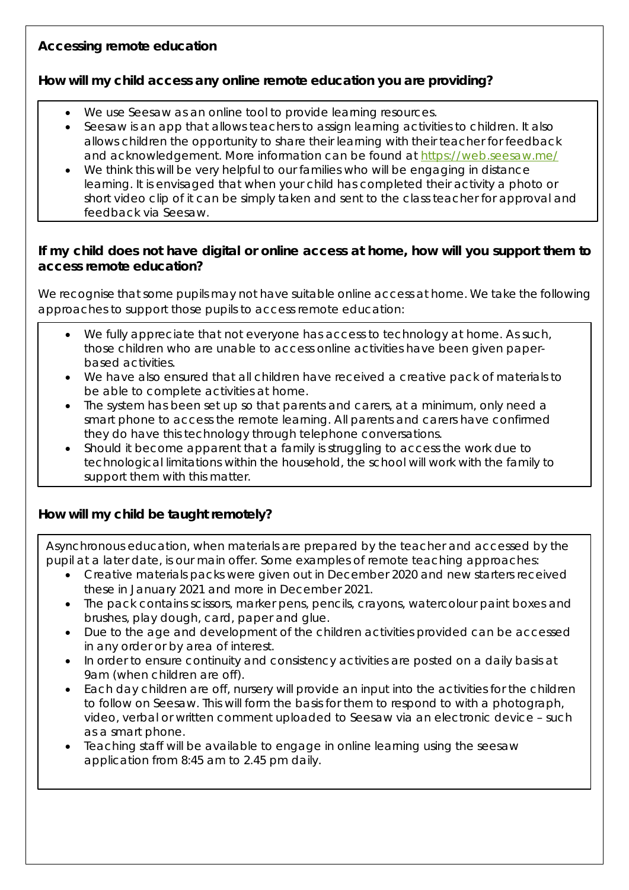**Accessing remote education**

**How will my child access any online remote education you are providing?**

- We use Seesaw as an online tool to provide learning resources.
- Seesaw is an app that allows teachers to assign learning activities to children. It also allows children the opportunity to share their learning with their teacher for feedback and acknowledgement. More information can be found at [https://web.seesaw.me/](https://web.seesaw.me/)
- We think this will be very helpful to our families who will be engaging in distance learning. It is envisaged that when your child has completed their activity a photo or short video clip of it can be simply taken and sent to the class teacher for approval and feedback via Seesaw.

**If my child does not have digital or online access at home, how will you support them to access remote education?**

We recognise that some pupils may not have suitable online access at home. We take the following approaches to support those pupils to access remote education:

- We fully appreciate that not everyone has access to technology at home. As such, those children who are unable to access online activities have been given paper-based activities.
- We have also ensured that all children have received a creative pack of materials to be able to complete activities at home.
- The system has been set up so that parents and carers, at a minimum, only need a smart phone to access the remote learning. All parents and carers have confirmed they do have this technology through telephone conversations.
- Should it become apparent that a family is struggling to access the work due to technological limitations within the household, the school will work with the family to support them with this matter.

**How will my child be taught remotely?**

Asynchronous education, when materials are prepared by the teacher and accessed by the pupil at a later date, is our main offer. Some examples of remote teaching approaches:

- Creative materials packs were given out in December 2020 and new starters received these in January 2021 and more in December 2021.
- The pack contains scissors, marker pens, pencils, crayons, watercolour paint boxes and brushes, play dough, card, paper and glue.
- Due to the age and development of the children activities provided can be accessed in any order or by area of interest.
- In order to ensure continuity and consistency activities are posted on a daily basis at 9am (when children are off).
- Each day children are off, nursery will provide an input into the activities for the children to follow on Seesaw. This will form the basis for them to respond to with a photograph, video, verbal or written comment uploaded to Seesaw via an electronic device – such as a smart phone.
- Teaching staff will be available to engage in online learning using the seesaw application from 8:45 am to 2.45 pm daily.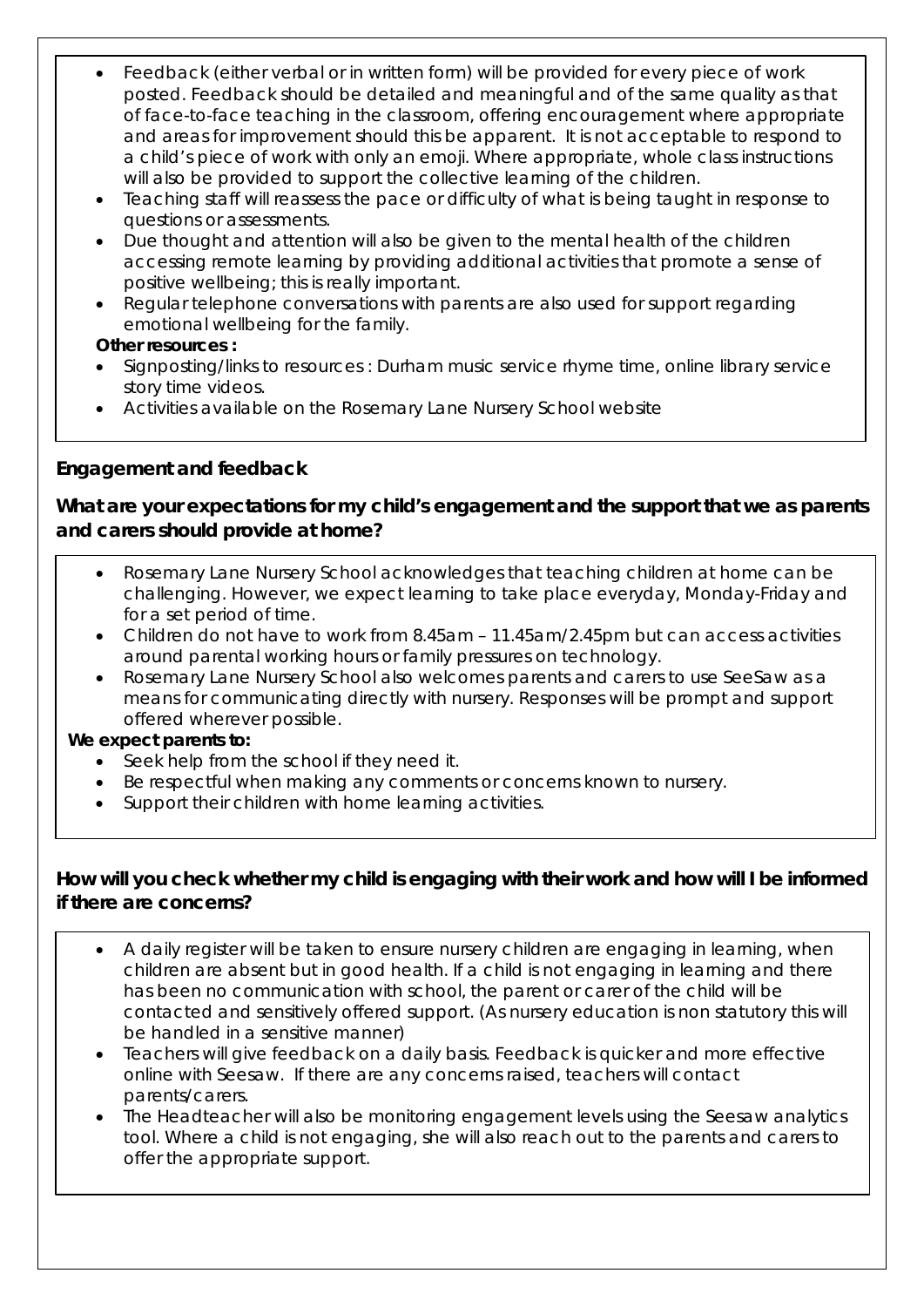- Feedback (either verbal or in written form) will be provided for every piece of work posted. Feedback should be detailed and meaningful and of the same quality as that of face-to-face teaching in the classroom, offering encouragement where appropriate and areas for improvement should this be apparent. It is not acceptable to respond to a child's piece of work with only an emoji. Where appropriate, whole class instructions will also be provided to support the collective learning of the children.
- Teaching staff will reassess the pace or difficulty of what is being taught in response to questions or assessments.
- Due thought and attention will also be given to the mental health of the children accessing remote learning by providing additional activities that promote a sense of positive wellbeing; this is really important.
- Regular telephone conversations with parents are also used for support regarding emotional wellbeing for the family.

**Other resources :**

- Signposting/links to resources : Durham music service rhyme time, online library service story time videos.
- Activities available on the Rosemary Lane Nursery School website

## Engagement and feedback

### What are your expectations for my child's engagement and the support that we as parents and carers should provide at home?

- Rosemary Lane Nursery School acknowledges that teaching children at home can be challenging. However, we expect learning to take place everyday, Monday-Friday and for a set period of time.
- Children do not have to work from 8.45am – 11.45am/2.45pm but can access activities around parental working hours or family pressures on technology.
- Rosemary Lane Nursery School also welcomes parents and carers to use SeeSaw as a means for communicating directly with nursery. Responses will be prompt and support offered wherever possible.

**We expect parents to:**

- Seek help from the school if they need it.
- Be respectful when making any comments or concerns known to nursery.
- Support their children with home learning activities.

### How will you check whether my child is engaging with their work and how will I be informed if there are concerns?

- A daily register will be taken to ensure nursery children are engaging in learning, when children are absent but in good health. If a child is not engaging in learning and there has been no communication with school, the parent or carer of the child will be contacted and sensitively offered support. (As nursery education is non statutory this will be handled in a sensitive manner)
- Teachers will give feedback on a daily basis. Feedback is quicker and more effective online with Seesaw. If there are any concerns raised, teachers will contact parents/carers.
- The Headteacher will also be monitoring engagement levels using the Seesaw analytics tool. Where a child is not engaging, she will also reach out to the parents and carers to offer the appropriate support.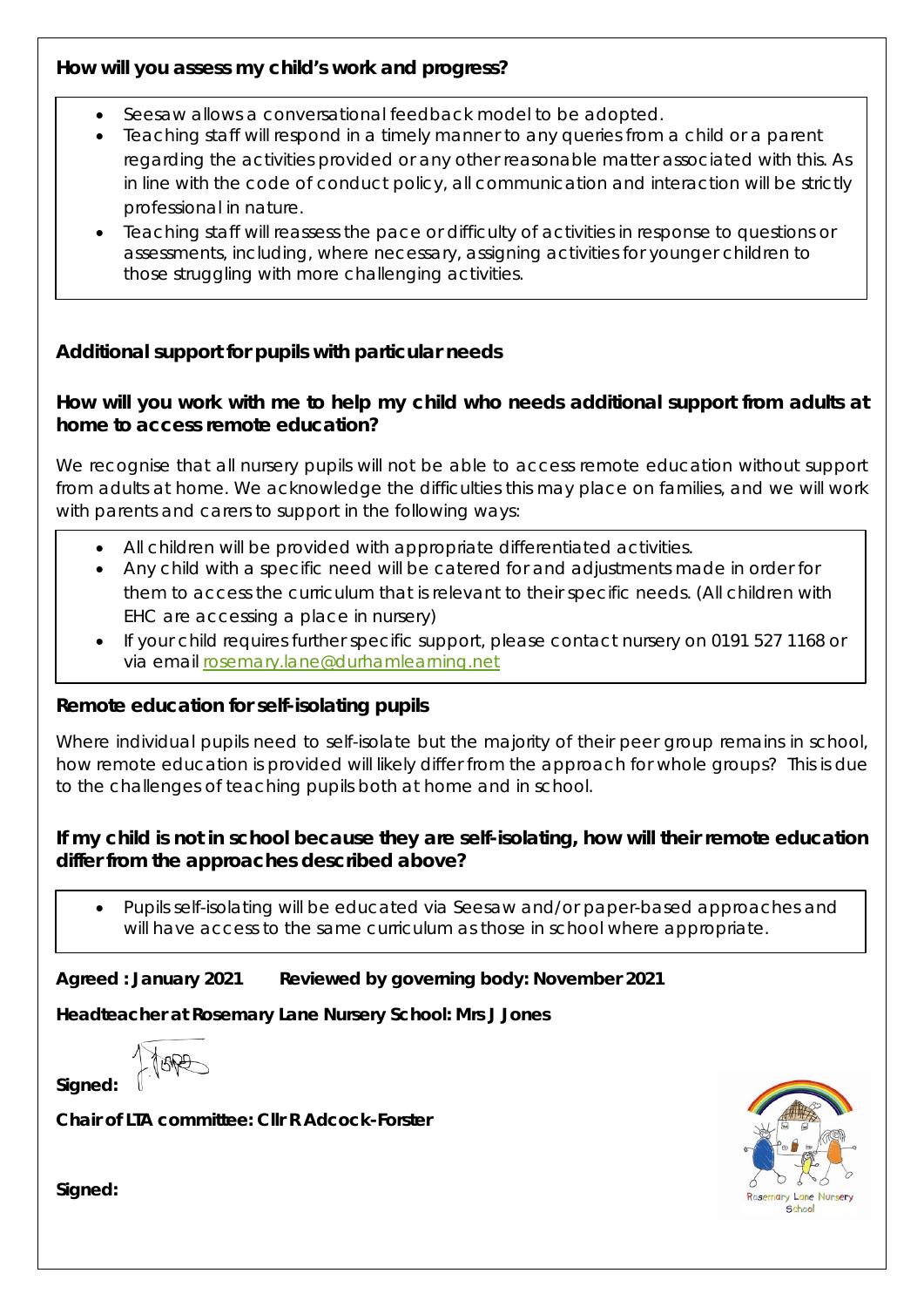**How will you assess my child's work and progress?**

- Seesaw allows a conversational feedback model to be adopted.
- Teaching staff will respond in a timely manner to any queries from a child or a parent regarding the activities provided or any other reasonable matter associated with this. As in line with the code of conduct policy, all communication and interaction will be strictly professional in nature.
- Teaching staff will reassess the pace or difficulty of activities in response to questions or assessments, including, where necessary, assigning activities for younger children to those struggling with more challenging activities.

## Additional support for pupils with particular needs

### How will you work with me to help my child who needs additional support from adults at home to access remote education?

We recognise that all nursery pupils will not be able to access remote education without support from adults at home. We acknowledge the difficulties this may place on families, and we will work with parents and carers to support in the following ways:

- All children will be provided with appropriate differentiated activities.
- Any child with a specific need will be catered for and adjustments made in order for them to access the curriculum that is relevant to their specific needs. (All children with EHC are accessing a place in nursery)
- If your child requires further specific support, please contact nursery on 0191 527 1168 or via email rosemary.lane@durhamlearning.net

## Remote education for self-isolating pupils

Where individual pupils need to self-isolate but the majority of their peer group remains in school, how remote education is provided will likely differ from the approach for whole groups? This is due to the challenges of teaching pupils both at home and in school.

### If my child is not in school because they are self-isolating, how will their remote education differ from the approaches described above?

- Pupils self-isolating will be educated via Seesaw and/or paper-based approaches and will have access to the same curriculum as those in school where appropriate.

**Agreed : January 2021 Reviewed by governing body: November 2021**

**Headteacher at Rosemary Lane Nursery School: Mrs J Jones**

**Signed:**

**Chair of LTA committee: Cllr R Adcock-Forster**

**Signed:**

Rosemary Lane Nursery School